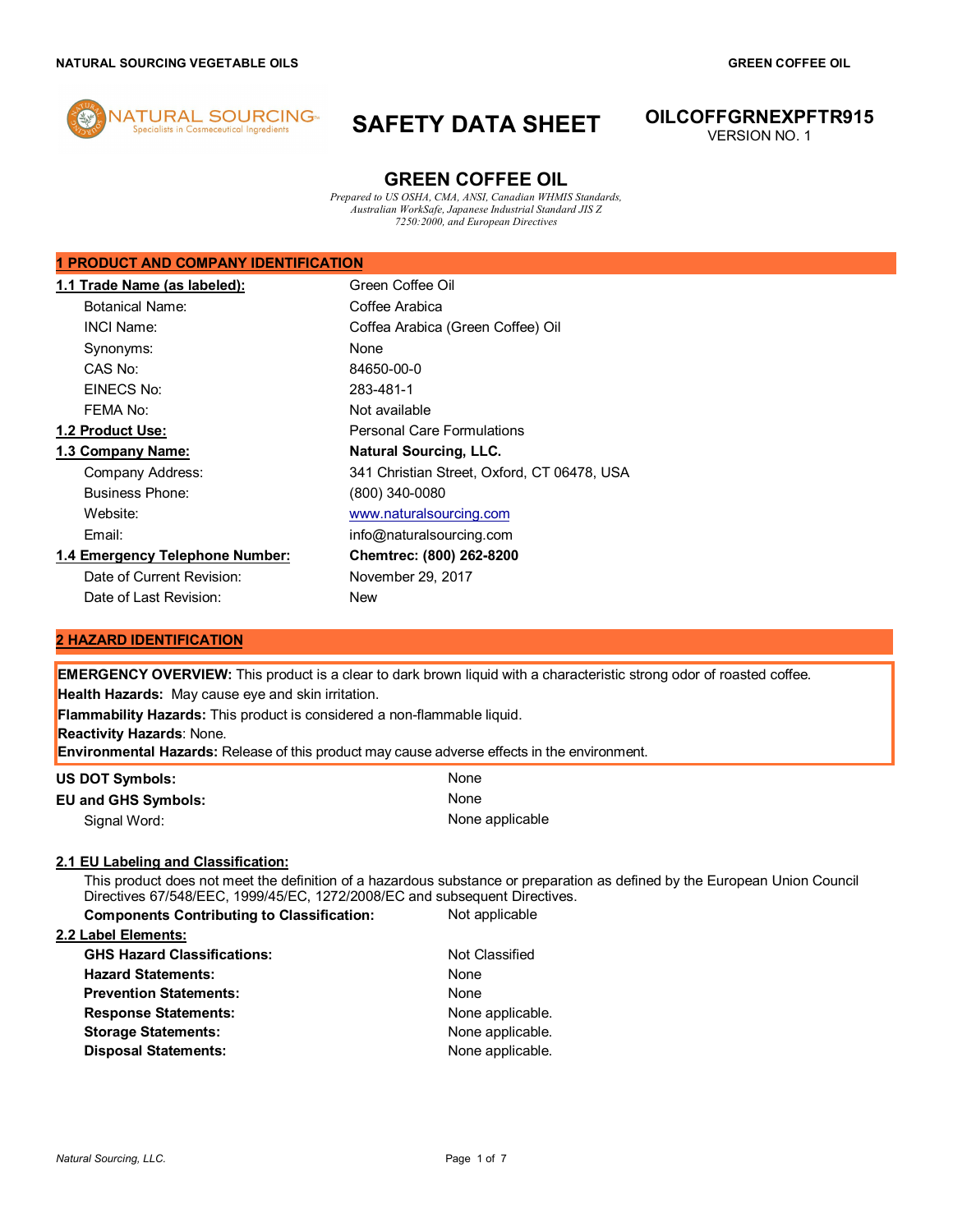# SAFETY DATA SHEET

**OILCOFFGRNEXPFTR915**
VERSION NO. 1

## GREEN COFFEE OIL

*Prepared to US OSHA, CMA, ANSI, Canadian WHMIS Standards, Australian WorkSafe, Japanese Industrial Standard JIS Z 7250:2000, and European Directives*

## 1 PRODUCT AND COMPANY IDENTIFICATION

| | |
|---|---|
| **1.1 Trade Name (as labeled):** | Green Coffee Oil |
| Botanical Name: | Coffee Arabica |
| INCI Name: | Coffea Arabica (Green Coffee) Oil |
| Synonyms: | None |
| CAS No: | 84650-00-0 |
| EINECS No: | 283-481-1 |
| FEMA No: | Not available |
| **1.2 Product Use:** | Personal Care Formulations |
| **1.3 Company Name:** | **Natural Sourcing, LLC.** |
| Company Address: | 341 Christian Street, Oxford, CT 06478, USA |
| Business Phone: | (800) 340-0080 |
| Website: | www.naturalsourcing.com |
| Email: | info@naturalsourcing.com |
| **1.4 Emergency Telephone Number:** | **Chemtrec: (800) 262-8200** |
| Date of Current Revision: | November 29, 2017 |
| Date of Last Revision: | New |

## 2 HAZARD IDENTIFICATION

**EMERGENCY OVERVIEW:** This product is a clear to dark brown liquid with a characteristic strong odor of roasted coffee.
**Health Hazards:** May cause eye and skin irritation.
**Flammability Hazards:** This product is considered a non-flammable liquid.
**Reactivity Hazards**: None.
**Environmental Hazards:** Release of this product may cause adverse effects in the environment.

| | |
|---|---|
| **US DOT Symbols:** | None |
| **EU and GHS Symbols:** | None |
| Signal Word: | None applicable |

### 2.1 EU Labeling and Classification:

This product does not meet the definition of a hazardous substance or preparation as defined by the European Union Council Directives 67/548/EEC, 1999/45/EC, 1272/2008/EC and subsequent Directives.

**Components Contributing to Classification:** Not applicable

### 2.2 Label Elements:

| | |
|---|---|
| **GHS Hazard Classifications:** | Not Classified |
| **Hazard Statements:** | None |
| **Prevention Statements:** | None |
| **Response Statements:** | None applicable. |
| **Storage Statements:** | None applicable. |
| **Disposal Statements:** | None applicable. |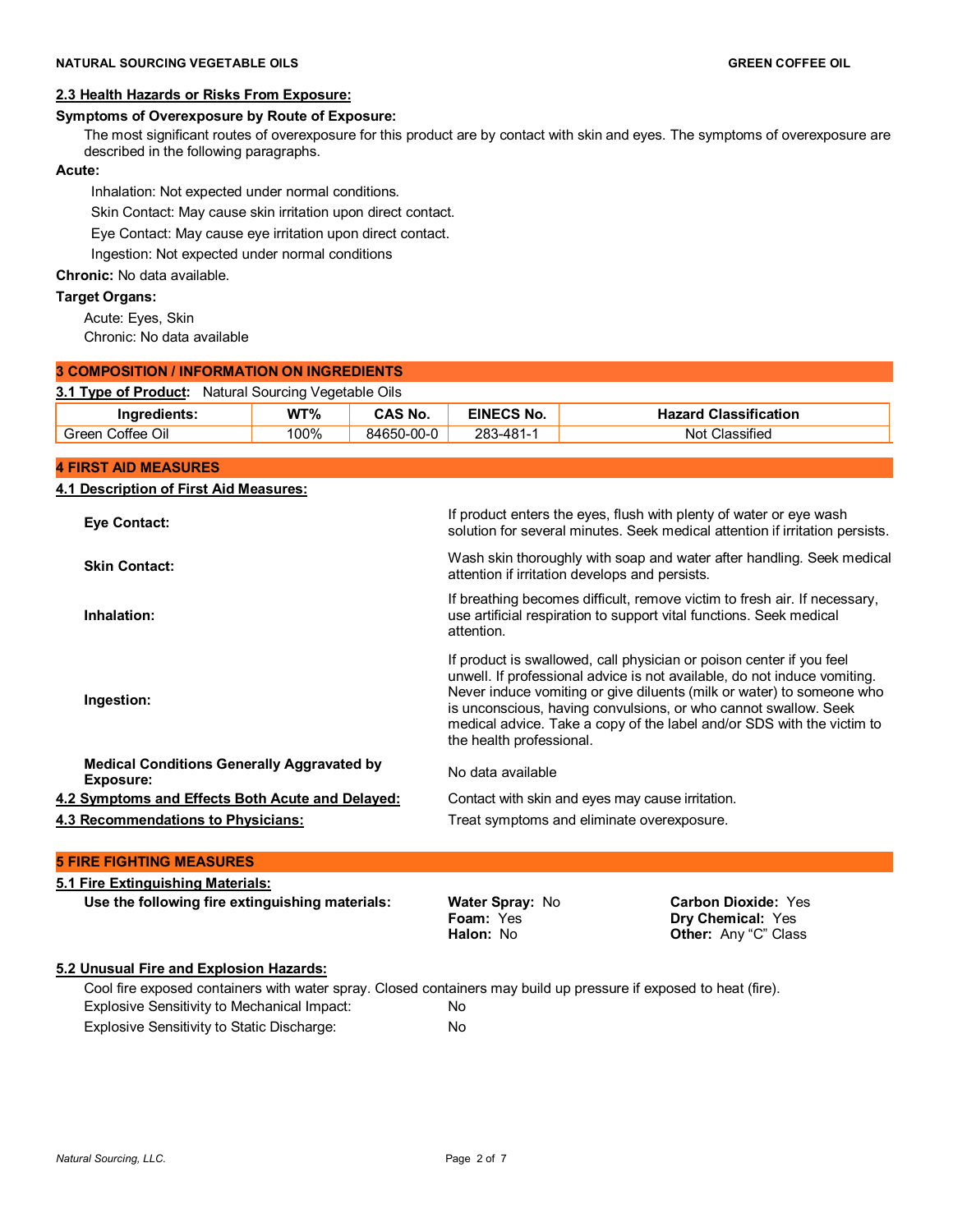### 2.3 Health Hazards or Risks From Exposure:

**Symptoms of Overexposure by Route of Exposure:**

The most significant routes of overexposure for this product are by contact with skin and eyes. The symptoms of overexposure are described in the following paragraphs.

**Acute:**

Inhalation: Not expected under normal conditions.

Skin Contact: May cause skin irritation upon direct contact.

Eye Contact: May cause eye irritation upon direct contact.

Ingestion: Not expected under normal conditions

**Chronic:** No data available.

**Target Organs:**

Acute: Eyes, Skin

Chronic: No data available

## 3 COMPOSITION / INFORMATION ON INGREDIENTS

**3.1 Type of Product:** Natural Sourcing Vegetable Oils

| Ingredients: | WT% | CAS No. | EINECS No. | Hazard Classification |
|---|---|---|---|---|
| Green Coffee Oil | 100% | 84650-00-0 | 283-481-1 | Not Classified |

## 4 FIRST AID MEASURES

### 4.1 Description of First Aid Measures:

**Eye Contact:** If product enters the eyes, flush with plenty of water or eye wash solution for several minutes. Seek medical attention if irritation persists.

**Skin Contact:** Wash skin thoroughly with soap and water after handling. Seek medical attention if irritation develops and persists.

**Inhalation:** If breathing becomes difficult, remove victim to fresh air. If necessary, use artificial respiration to support vital functions. Seek medical attention.

**Ingestion:** If product is swallowed, call physician or poison center if you feel unwell. If professional advice is not available, do not induce vomiting. Never induce vomiting or give diluents (milk or water) to someone who is unconscious, having convulsions, or who cannot swallow. Seek medical advice. Take a copy of the label and/or SDS with the victim to the health professional.

**Medical Conditions Generally Aggravated by Exposure:** No data available

**4.2 Symptoms and Effects Both Acute and Delayed:** Contact with skin and eyes may cause irritation.

**4.3 Recommendations to Physicians:** Treat symptoms and eliminate overexposure.

## 5 FIRE FIGHTING MEASURES

### 5.1 Fire Extinguishing Materials:

**Use the following fire extinguishing materials:**

- **Water Spray:** No
- **Foam:** Yes
- **Halon:** No
- **Carbon Dioxide:** Yes
- **Dry Chemical:** Yes
- **Other:** Any "C" Class

### 5.2 Unusual Fire and Explosion Hazards:

Cool fire exposed containers with water spray. Closed containers may build up pressure if exposed to heat (fire).

Explosive Sensitivity to Mechanical Impact: No

Explosive Sensitivity to Static Discharge: No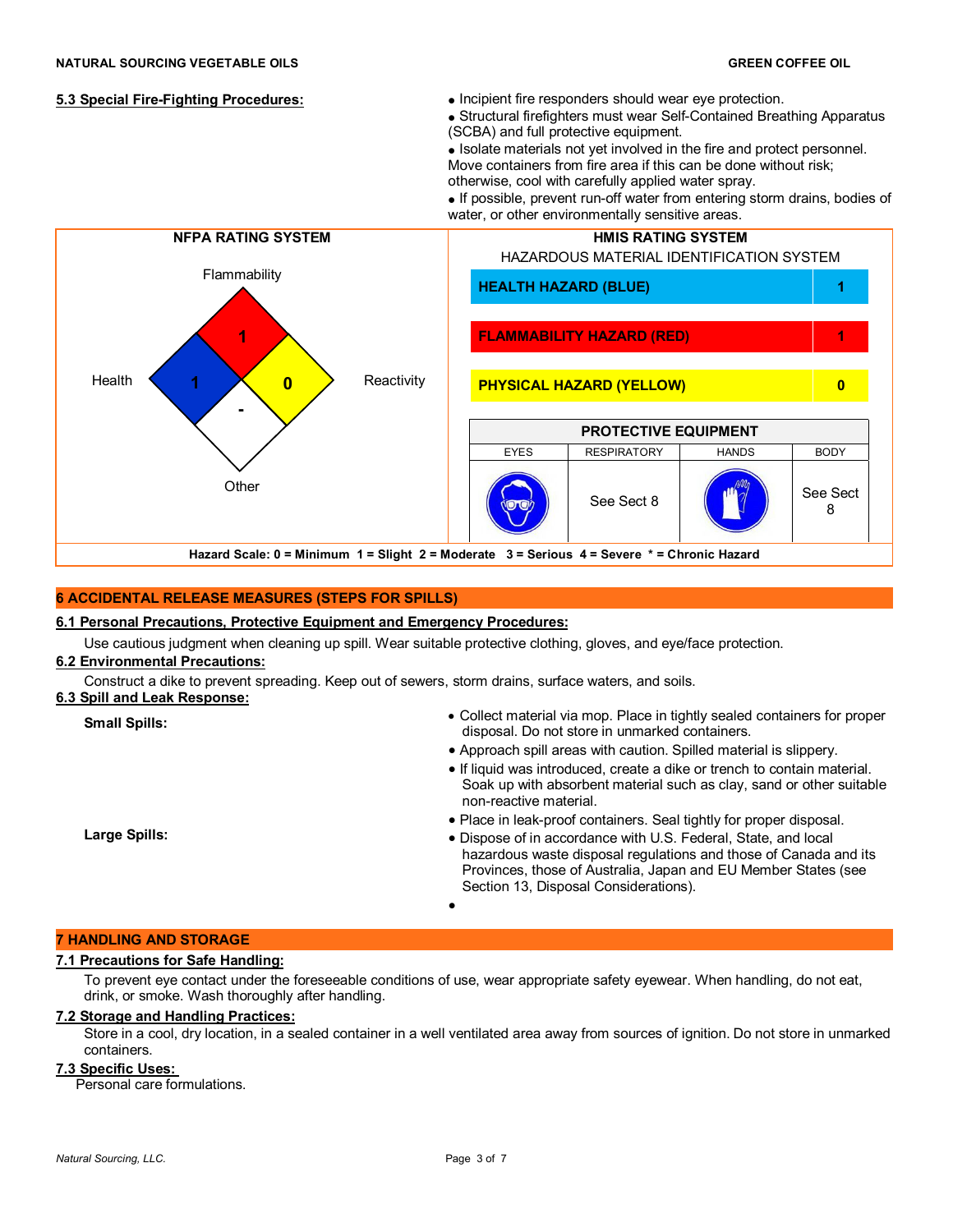**5.3 Special Fire-Fighting Procedures:**

- Incipient fire responders should wear eye protection.
- Structural firefighters must wear Self-Contained Breathing Apparatus (SCBA) and full protective equipment.
- Isolate materials not yet involved in the fire and protect personnel. Move containers from fire area if this can be done without risk; otherwise, cool with carefully applied water spray.
- If possible, prevent run-off water from entering storm drains, bodies of water, or other environmentally sensitive areas.

**NFPA RATING SYSTEM**

| Category | Rating |
|---|---|
| Flammability | 1 |
| Health | 1 |
| Reactivity | 0 |
| Other | - |

**HMIS RATING SYSTEM**

HAZARDOUS MATERIAL IDENTIFICATION SYSTEM

| Hazard | Rating |
|---|---|
| HEALTH HAZARD (BLUE) | 1 |
| FLAMMABILITY HAZARD (RED) | 1 |
| PHYSICAL HAZARD (YELLOW) | 0 |

**PROTECTIVE EQUIPMENT**

| EYES | RESPIRATORY | HANDS | BODY |
|---|---|---|---|
| | See Sect 8 | | See Sect 8 |

**Hazard Scale: 0 = Minimum 1 = Slight 2 = Moderate 3 = Serious 4 = Severe * = Chronic Hazard**

## 6 ACCIDENTAL RELEASE MEASURES (STEPS FOR SPILLS)

**6.1 Personal Precautions, Protective Equipment and Emergency Procedures:**

Use cautious judgment when cleaning up spill. Wear suitable protective clothing, gloves, and eye/face protection.

**6.2 Environmental Precautions:**

Construct a dike to prevent spreading. Keep out of sewers, storm drains, surface waters, and soils.

**6.3 Spill and Leak Response:**

**Small Spills:**

- Collect material via mop. Place in tightly sealed containers for proper disposal. Do not store in unmarked containers.
- Approach spill areas with caution. Spilled material is slippery.

**Large Spills:**

- If liquid was introduced, create a dike or trench to contain material. Soak up with absorbent material such as clay, sand or other suitable non-reactive material.
- Place in leak-proof containers. Seal tightly for proper disposal.
- Dispose of in accordance with U.S. Federal, State, and local hazardous waste disposal regulations and those of Canada and its Provinces, those of Australia, Japan and EU Member States (see Section 13, Disposal Considerations).

## 7 HANDLING AND STORAGE

**7.1 Precautions for Safe Handling:**

To prevent eye contact under the foreseeable conditions of use, wear appropriate safety eyewear. When handling, do not eat, drink, or smoke. Wash thoroughly after handling.

**7.2 Storage and Handling Practices:**

Store in a cool, dry location, in a sealed container in a well ventilated area away from sources of ignition. Do not store in unmarked containers.

**7.3 Specific Uses:**

Personal care formulations.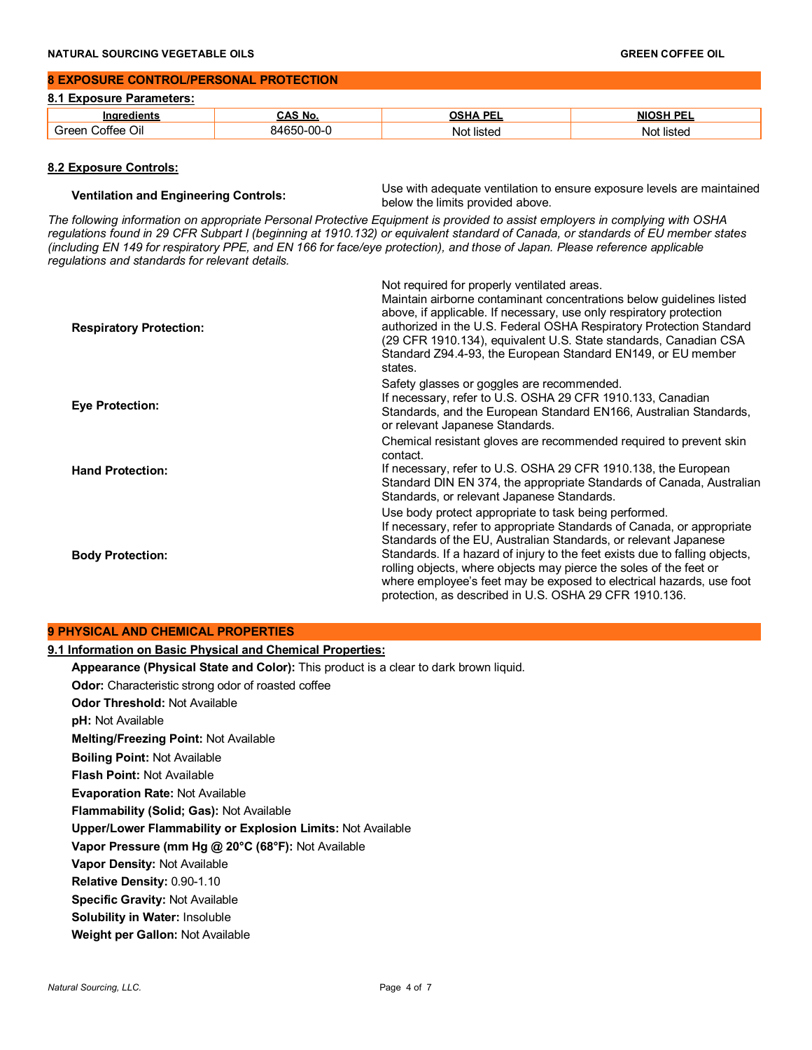## 8 EXPOSURE CONTROL/PERSONAL PROTECTION

### 8.1 Exposure Parameters:

| Ingredients | CAS No. | OSHA PEL | NIOSH PEL |
|---|---|---|---|
| Green Coffee Oil | 84650-00-0 | Not listed | Not listed |

### 8.2 Exposure Controls:

**Ventilation and Engineering Controls:** Use with adequate ventilation to ensure exposure levels are maintained below the limits provided above.

*The following information on appropriate Personal Protective Equipment is provided to assist employers in complying with OSHA regulations found in 29 CFR Subpart I (beginning at 1910.132) or equivalent standard of Canada, or standards of EU member states (including EN 149 for respiratory PPE, and EN 166 for face/eye protection), and those of Japan. Please reference applicable regulations and standards for relevant details.*

**Respiratory Protection:** Not required for properly ventilated areas.
Maintain airborne contaminant concentrations below guidelines listed above, if applicable. If necessary, use only respiratory protection authorized in the U.S. Federal OSHA Respiratory Protection Standard (29 CFR 1910.134), equivalent U.S. State standards, Canadian CSA Standard Z94.4-93, the European Standard EN149, or EU member states.

**Eye Protection:** Safety glasses or goggles are recommended.
If necessary, refer to U.S. OSHA 29 CFR 1910.133, Canadian Standards, and the European Standard EN166, Australian Standards, or relevant Japanese Standards.

**Hand Protection:** Chemical resistant gloves are recommended required to prevent skin contact.
If necessary, refer to U.S. OSHA 29 CFR 1910.138, the European Standard DIN EN 374, the appropriate Standards of Canada, Australian Standards, or relevant Japanese Standards.

**Body Protection:** Use body protect appropriate to task being performed.
If necessary, refer to appropriate Standards of Canada, or appropriate Standards of the EU, Australian Standards, or relevant Japanese Standards. If a hazard of injury to the feet exists due to falling objects, rolling objects, where objects may pierce the soles of the feet or where employee's feet may be exposed to electrical hazards, use foot protection, as described in U.S. OSHA 29 CFR 1910.136.

## 9 PHYSICAL AND CHEMICAL PROPERTIES

### 9.1 Information on Basic Physical and Chemical Properties:

**Appearance (Physical State and Color):** This product is a clear to dark brown liquid.

**Odor:** Characteristic strong odor of roasted coffee

**Odor Threshold:** Not Available

**pH:** Not Available

**Melting/Freezing Point:** Not Available

**Boiling Point:** Not Available

**Flash Point:** Not Available

**Evaporation Rate:** Not Available

**Flammability (Solid; Gas):** Not Available

**Upper/Lower Flammability or Explosion Limits:** Not Available

**Vapor Pressure (mm Hg @ 20°C (68°F):** Not Available

**Vapor Density:** Not Available

**Relative Density:** 0.90-1.10

**Specific Gravity:** Not Available

**Solubility in Water:** Insoluble

**Weight per Gallon:** Not Available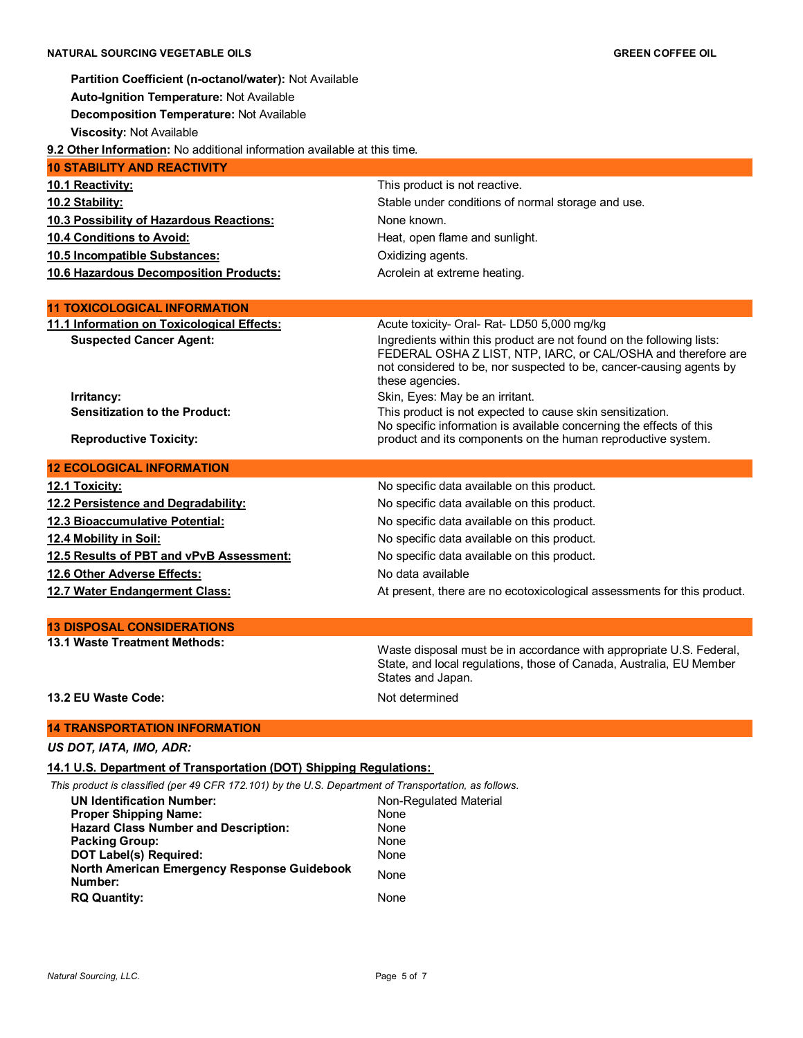**Partition Coefficient (n-octanol/water):** Not Available

**Auto-Ignition Temperature:** Not Available

**Decomposition Temperature:** Not Available

**Viscosity:** Not Available

**9.2 Other Information:** No additional information available at this time.

## 10 STABILITY AND REACTIVITY

| | |
|---|---|
| **10.1 Reactivity:** | This product is not reactive. |
| **10.2 Stability:** | Stable under conditions of normal storage and use. |
| **10.3 Possibility of Hazardous Reactions:** | None known. |
| **10.4 Conditions to Avoid:** | Heat, open flame and sunlight. |
| **10.5 Incompatible Substances:** | Oxidizing agents. |
| **10.6 Hazardous Decomposition Products:** | Acrolein at extreme heating. |

## 11 TOXICOLOGICAL INFORMATION

| | |
|---|---|
| **11.1 Information on Toxicological Effects:** | Acute toxicity- Oral- Rat- LD50 5,000 mg/kg |
| **Suspected Cancer Agent:** | Ingredients within this product are not found on the following lists: FEDERAL OSHA Z LIST, NTP, IARC, or CAL/OSHA and therefore are not considered to be, nor suspected to be, cancer-causing agents by these agencies. |
| **Irritancy:** | Skin, Eyes: May be an irritant. |
| **Sensitization to the Product:** | This product is not expected to cause skin sensitization. |
| **Reproductive Toxicity:** | No specific information is available concerning the effects of this product and its components on the human reproductive system. |

## 12 ECOLOGICAL INFORMATION

| | |
|---|---|
| **12.1 Toxicity:** | No specific data available on this product. |
| **12.2 Persistence and Degradability:** | No specific data available on this product. |
| **12.3 Bioaccumulative Potential:** | No specific data available on this product. |
| **12.4 Mobility in Soil:** | No specific data available on this product. |
| **12.5 Results of PBT and vPvB Assessment:** | No specific data available on this product. |
| **12.6 Other Adverse Effects:** | No data available |
| **12.7 Water Endangerment Class:** | At present, there are no ecotoxicological assessments for this product. |

## 13 DISPOSAL CONSIDERATIONS

| | |
|---|---|
| **13.1 Waste Treatment Methods:** | Waste disposal must be in accordance with appropriate U.S. Federal, State, and local regulations, those of Canada, Australia, EU Member States and Japan. |
| **13.2 EU Waste Code:** | Not determined |

## 14 TRANSPORTATION INFORMATION

***US DOT, IATA, IMO, ADR:***

**14.1 U.S. Department of Transportation (DOT) Shipping Regulations:**

*This product is classified (per 49 CFR 172.101) by the U.S. Department of Transportation, as follows.*

| | |
|---|---|
| **UN Identification Number:** | Non-Regulated Material |
| **Proper Shipping Name:** | None |
| **Hazard Class Number and Description:** | None |
| **Packing Group:** | None |
| **DOT Label(s) Required:** | None |
| **North American Emergency Response Guidebook Number:** | None |
| **RQ Quantity:** | None |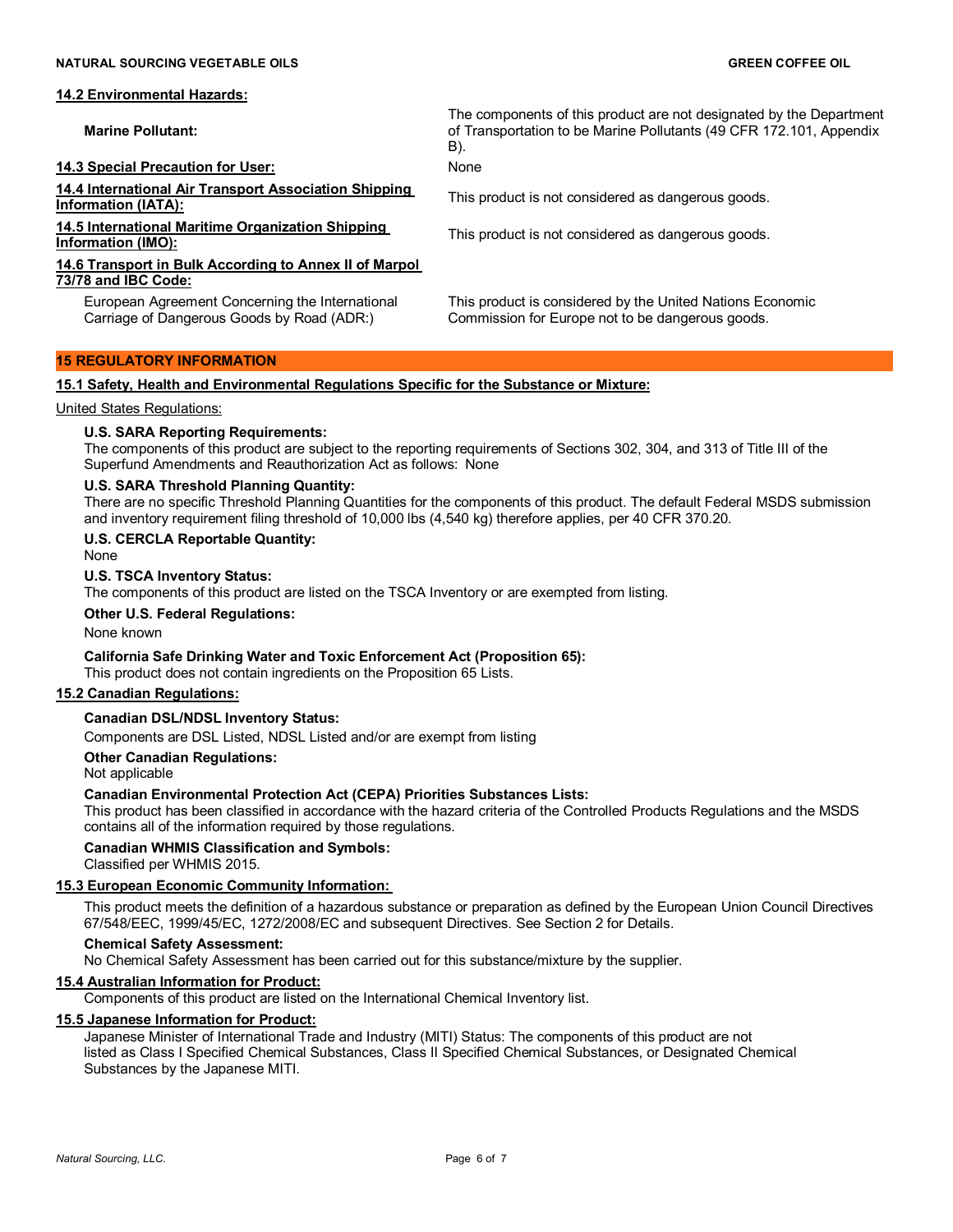**14.2 Environmental Hazards:**

| | |
|---|---|
| **Marine Pollutant:** | The components of this product are not designated by the Department of Transportation to be Marine Pollutants (49 CFR 172.101, Appendix B). |
| **14.3 Special Precaution for User:** | None |
| **14.4 International Air Transport Association Shipping Information (IATA):** | This product is not considered as dangerous goods. |
| **14.5 International Maritime Organization Shipping Information (IMO):** | This product is not considered as dangerous goods. |
| **14.6 Transport in Bulk According to Annex II of Marpol 73/78 and IBC Code:** | |
| European Agreement Concerning the International Carriage of Dangerous Goods by Road (ADR:) | This product is considered by the United Nations Economic Commission for Europe not to be dangerous goods. |

## 15 REGULATORY INFORMATION

**15.1 Safety, Health and Environmental Regulations Specific for the Substance or Mixture:**

United States Regulations:

**U.S. SARA Reporting Requirements:**
The components of this product are subject to the reporting requirements of Sections 302, 304, and 313 of Title III of the Superfund Amendments and Reauthorization Act as follows: None

**U.S. SARA Threshold Planning Quantity:**
There are no specific Threshold Planning Quantities for the components of this product. The default Federal MSDS submission and inventory requirement filing threshold of 10,000 lbs (4,540 kg) therefore applies, per 40 CFR 370.20.

**U.S. CERCLA Reportable Quantity:**
None

**U.S. TSCA Inventory Status:**
The components of this product are listed on the TSCA Inventory or are exempted from listing.

**Other U.S. Federal Regulations:**
None known

**California Safe Drinking Water and Toxic Enforcement Act (Proposition 65):**
This product does not contain ingredients on the Proposition 65 Lists.

**15.2 Canadian Regulations:**

**Canadian DSL/NDSL Inventory Status:**
Components are DSL Listed, NDSL Listed and/or are exempt from listing

**Other Canadian Regulations:**
Not applicable

**Canadian Environmental Protection Act (CEPA) Priorities Substances Lists:**
This product has been classified in accordance with the hazard criteria of the Controlled Products Regulations and the MSDS contains all of the information required by those regulations.

**Canadian WHMIS Classification and Symbols:**
Classified per WHMIS 2015.

**15.3 European Economic Community Information:**

This product meets the definition of a hazardous substance or preparation as defined by the European Union Council Directives 67/548/EEC, 1999/45/EC, 1272/2008/EC and subsequent Directives. See Section 2 for Details.

**Chemical Safety Assessment:**
No Chemical Safety Assessment has been carried out for this substance/mixture by the supplier.

**15.4 Australian Information for Product:**
Components of this product are listed on the International Chemical Inventory list.

**15.5 Japanese Information for Product:**
Japanese Minister of International Trade and Industry (MITI) Status: The components of this product are not listed as Class I Specified Chemical Substances, Class II Specified Chemical Substances, or Designated Chemical Substances by the Japanese MITI.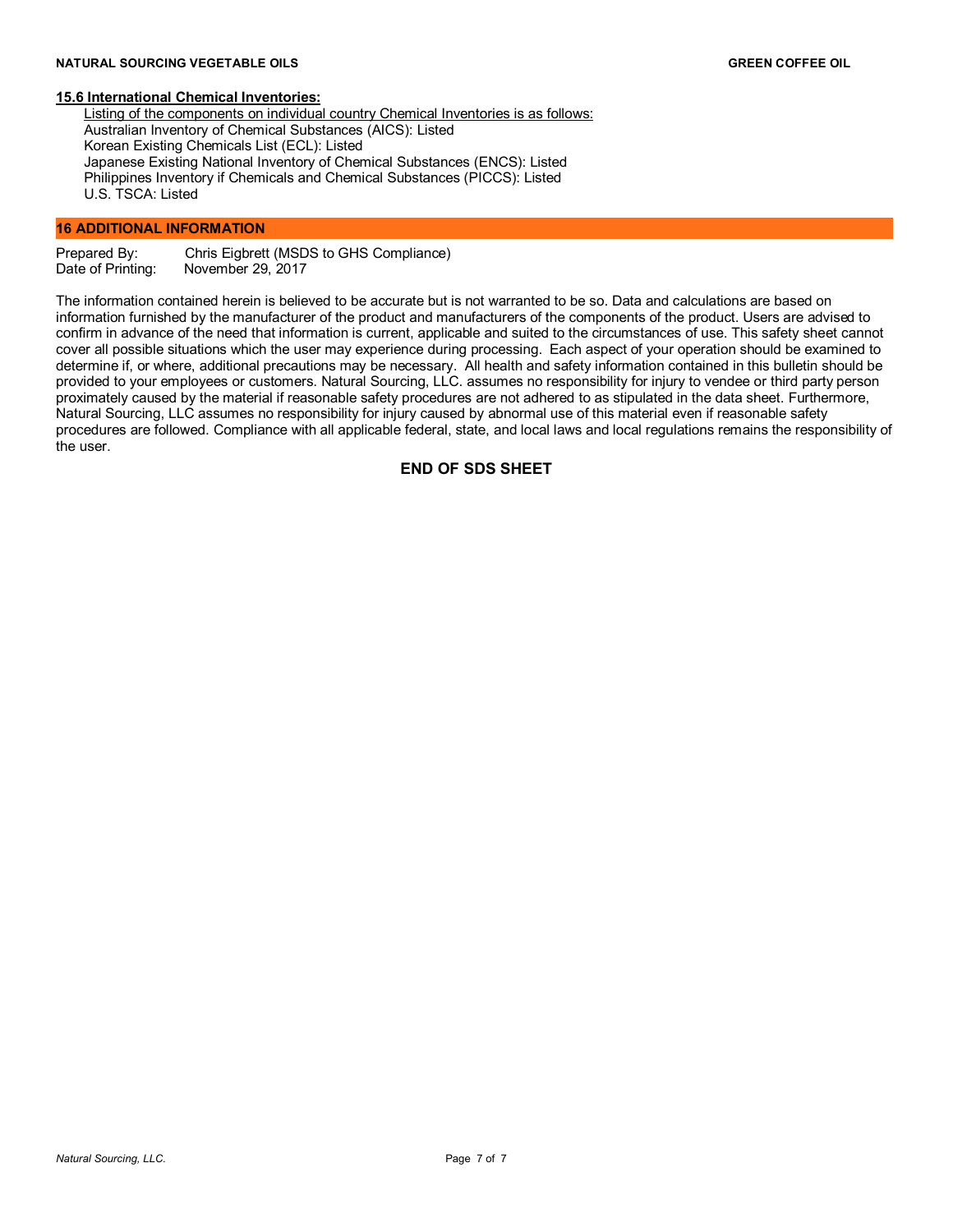**15.6 International Chemical Inventories:**

Listing of the components on individual country Chemical Inventories is as follows:
Australian Inventory of Chemical Substances (AICS): Listed
Korean Existing Chemicals List (ECL): Listed
Japanese Existing National Inventory of Chemical Substances (ENCS): Listed
Philippines Inventory if Chemicals and Chemical Substances (PICCS): Listed
U.S. TSCA: Listed

## 16 ADDITIONAL INFORMATION

Prepared By: Chris Eigbrett (MSDS to GHS Compliance)
Date of Printing: November 29, 2017

The information contained herein is believed to be accurate but is not warranted to be so. Data and calculations are based on information furnished by the manufacturer of the product and manufacturers of the components of the product. Users are advised to confirm in advance of the need that information is current, applicable and suited to the circumstances of use. This safety sheet cannot cover all possible situations which the user may experience during processing. Each aspect of your operation should be examined to determine if, or where, additional precautions may be necessary. All health and safety information contained in this bulletin should be provided to your employees or customers. Natural Sourcing, LLC. assumes no responsibility for injury to vendee or third party person proximately caused by the material if reasonable safety procedures are not adhered to as stipulated in the data sheet. Furthermore, Natural Sourcing, LLC assumes no responsibility for injury caused by abnormal use of this material even if reasonable safety procedures are followed. Compliance with all applicable federal, state, and local laws and local regulations remains the responsibility of the user.

**END OF SDS SHEET**